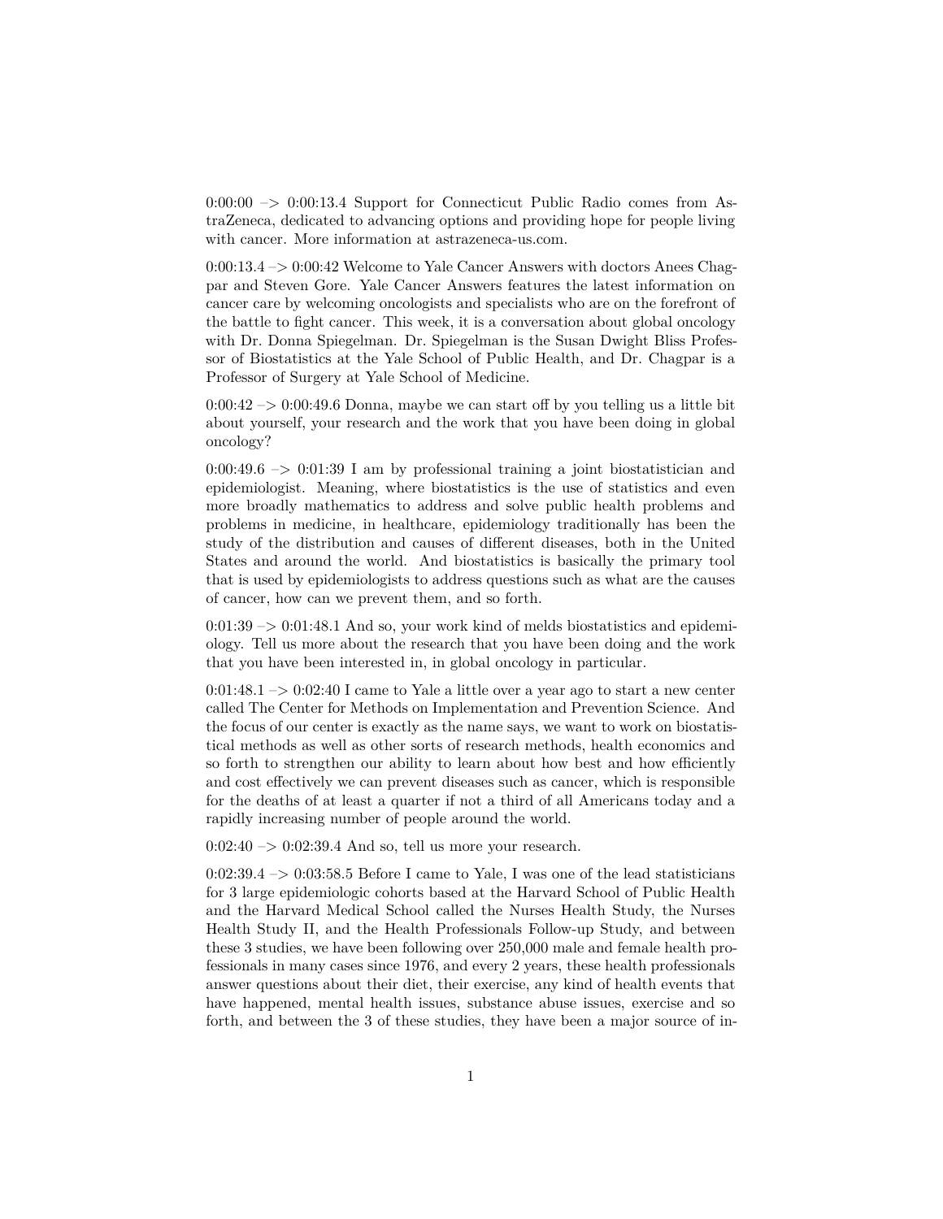0:00:00 –> 0:00:13.4 Support for Connecticut Public Radio comes from AstraZeneca, dedicated to advancing options and providing hope for people living with cancer. More information at astrazeneca-us.com.

0:00:13.4 –> 0:00:42 Welcome to Yale Cancer Answers with doctors Anees Chagpar and Steven Gore. Yale Cancer Answers features the latest information on cancer care by welcoming oncologists and specialists who are on the forefront of the battle to fight cancer. This week, it is a conversation about global oncology with Dr. Donna Spiegelman. Dr. Spiegelman is the Susan Dwight Bliss Professor of Biostatistics at the Yale School of Public Health, and Dr. Chagpar is a Professor of Surgery at Yale School of Medicine.

0:00:42 –> 0:00:49.6 Donna, maybe we can start off by you telling us a little bit about yourself, your research and the work that you have been doing in global oncology?

0:00:49.6 –> 0:01:39 I am by professional training a joint biostatistician and epidemiologist. Meaning, where biostatistics is the use of statistics and even more broadly mathematics to address and solve public health problems and problems in medicine, in healthcare, epidemiology traditionally has been the study of the distribution and causes of different diseases, both in the United States and around the world. And biostatistics is basically the primary tool that is used by epidemiologists to address questions such as what are the causes of cancer, how can we prevent them, and so forth.

0:01:39 –> 0:01:48.1 And so, your work kind of melds biostatistics and epidemiology. Tell us more about the research that you have been doing and the work that you have been interested in, in global oncology in particular.

0:01:48.1 –> 0:02:40 I came to Yale a little over a year ago to start a new center called The Center for Methods on Implementation and Prevention Science. And the focus of our center is exactly as the name says, we want to work on biostatistical methods as well as other sorts of research methods, health economics and so forth to strengthen our ability to learn about how best and how efficiently and cost effectively we can prevent diseases such as cancer, which is responsible for the deaths of at least a quarter if not a third of all Americans today and a rapidly increasing number of people around the world.

0:02:40 –> 0:02:39.4 And so, tell us more your research.

0:02:39.4 –> 0:03:58.5 Before I came to Yale, I was one of the lead statisticians for 3 large epidemiologic cohorts based at the Harvard School of Public Health and the Harvard Medical School called the Nurses Health Study, the Nurses Health Study II, and the Health Professionals Follow-up Study, and between these 3 studies, we have been following over 250,000 male and female health professionals in many cases since 1976, and every 2 years, these health professionals answer questions about their diet, their exercise, any kind of health events that have happened, mental health issues, substance abuse issues, exercise and so forth, and between the 3 of these studies, they have been a major source of in-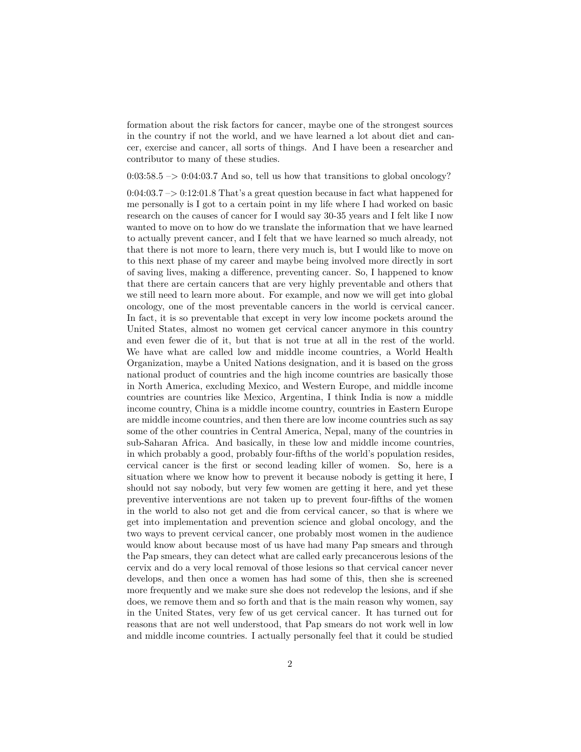formation about the risk factors for cancer, maybe one of the strongest sources in the country if not the world, and we have learned a lot about diet and cancer, exercise and cancer, all sorts of things. And I have been a researcher and contributor to many of these studies.

0:03:58.5 –> 0:04:03.7 And so, tell us how that transitions to global oncology?

0:04:03.7 –> 0:12:01.8 That's a great question because in fact what happened for me personally is I got to a certain point in my life where I had worked on basic research on the causes of cancer for I would say 30-35 years and I felt like I now wanted to move on to how do we translate the information that we have learned to actually prevent cancer, and I felt that we have learned so much already, not that there is not more to learn, there very much is, but I would like to move on to this next phase of my career and maybe being involved more directly in sort of saving lives, making a difference, preventing cancer. So, I happened to know that there are certain cancers that are very highly preventable and others that we still need to learn more about. For example, and now we will get into global oncology, one of the most preventable cancers in the world is cervical cancer. In fact, it is so preventable that except in very low income pockets around the United States, almost no women get cervical cancer anymore in this country and even fewer die of it, but that is not true at all in the rest of the world. We have what are called low and middle income countries, a World Health Organization, maybe a United Nations designation, and it is based on the gross national product of countries and the high income countries are basically those in North America, excluding Mexico, and Western Europe, and middle income countries are countries like Mexico, Argentina, I think India is now a middle income country, China is a middle income country, countries in Eastern Europe are middle income countries, and then there are low income countries such as say some of the other countries in Central America, Nepal, many of the countries in sub-Saharan Africa. And basically, in these low and middle income countries, in which probably a good, probably four-fifths of the world's population resides, cervical cancer is the first or second leading killer of women. So, here is a situation where we know how to prevent it because nobody is getting it here, I should not say nobody, but very few women are getting it here, and yet these preventive interventions are not taken up to prevent four-fifths of the women in the world to also not get and die from cervical cancer, so that is where we get into implementation and prevention science and global oncology, and the two ways to prevent cervical cancer, one probably most women in the audience would know about because most of us have had many Pap smears and through the Pap smears, they can detect what are called early precancerous lesions of the cervix and do a very local removal of those lesions so that cervical cancer never develops, and then once a women has had some of this, then she is screened more frequently and we make sure she does not redevelop the lesions, and if she does, we remove them and so forth and that is the main reason why women, say in the United States, very few of us get cervical cancer. It has turned out for reasons that are not well understood, that Pap smears do not work well in low and middle income countries. I actually personally feel that it could be studied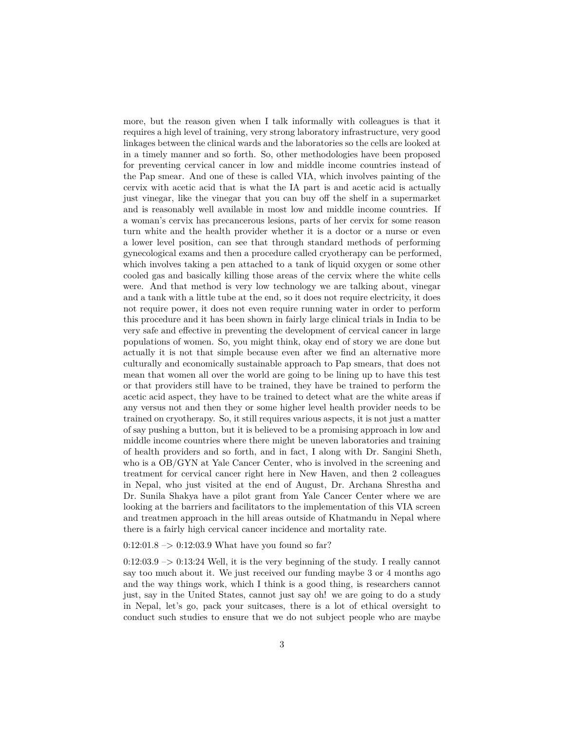more, but the reason given when I talk informally with colleagues is that it requires a high level of training, very strong laboratory infrastructure, very good linkages between the clinical wards and the laboratories so the cells are looked at in a timely manner and so forth. So, other methodologies have been proposed for preventing cervical cancer in low and middle income countries instead of the Pap smear. And one of these is called VIA, which involves painting of the cervix with acetic acid that is what the IA part is and acetic acid is actually just vinegar, like the vinegar that you can buy off the shelf in a supermarket and is reasonably well available in most low and middle income countries. If a woman's cervix has precancerous lesions, parts of her cervix for some reason turn white and the health provider whether it is a doctor or a nurse or even a lower level position, can see that through standard methods of performing gynecological exams and then a procedure called cryotherapy can be performed, which involves taking a pen attached to a tank of liquid oxygen or some other cooled gas and basically killing those areas of the cervix where the white cells were. And that method is very low technology we are talking about, vinegar and a tank with a little tube at the end, so it does not require electricity, it does not require power, it does not even require running water in order to perform this procedure and it has been shown in fairly large clinical trials in India to be very safe and effective in preventing the development of cervical cancer in large populations of women. So, you might think, okay end of story we are done but actually it is not that simple because even after we find an alternative more culturally and economically sustainable approach to Pap smears, that does not mean that women all over the world are going to be lining up to have this test or that providers still have to be trained, they have be trained to perform the acetic acid aspect, they have to be trained to detect what are the white areas if any versus not and then they or some higher level health provider needs to be trained on cryotherapy. So, it still requires various aspects, it is not just a matter of say pushing a button, but it is believed to be a promising approach in low and middle income countries where there might be uneven laboratories and training of health providers and so forth, and in fact, I along with Dr. Sangini Sheth, who is a OB/GYN at Yale Cancer Center, who is involved in the screening and treatment for cervical cancer right here in New Haven, and then 2 colleagues in Nepal, who just visited at the end of August, Dr. Archana Shrestha and Dr. Sunila Shakya have a pilot grant from Yale Cancer Center where we are looking at the barriers and facilitators to the implementation of this VIA screen and treatmen approach in the hill areas outside of Khatmandu in Nepal where there is a fairly high cervical cancer incidence and mortality rate.

0:12:01.8 –> 0:12:03.9 What have you found so far?

0:12:03.9 –> 0:13:24 Well, it is the very beginning of the study. I really cannot say too much about it. We just received our funding maybe 3 or 4 months ago and the way things work, which I think is a good thing, is researchers cannot just, say in the United States, cannot just say oh! we are going to do a study in Nepal, let's go, pack your suitcases, there is a lot of ethical oversight to conduct such studies to ensure that we do not subject people who are maybe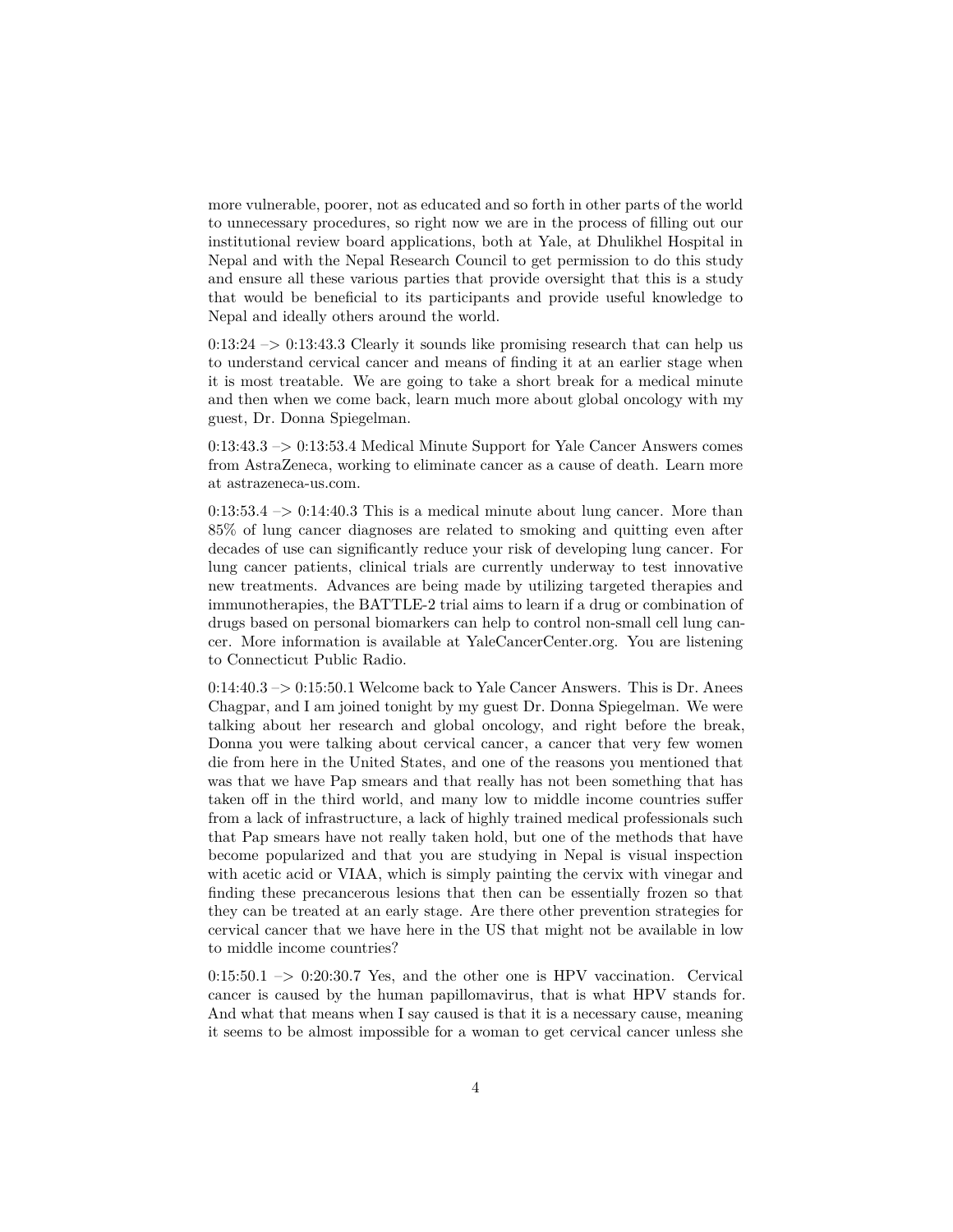more vulnerable, poorer, not as educated and so forth in other parts of the world to unnecessary procedures, so right now we are in the process of filling out our institutional review board applications, both at Yale, at Dhulikhel Hospital in Nepal and with the Nepal Research Council to get permission to do this study and ensure all these various parties that provide oversight that this is a study that would be beneficial to its participants and provide useful knowledge to Nepal and ideally others around the world.

0:13:24 –> 0:13:43.3 Clearly it sounds like promising research that can help us to understand cervical cancer and means of finding it at an earlier stage when it is most treatable. We are going to take a short break for a medical minute and then when we come back, learn much more about global oncology with my guest, Dr. Donna Spiegelman.

0:13:43.3 –> 0:13:53.4 Medical Minute Support for Yale Cancer Answers comes from AstraZeneca, working to eliminate cancer as a cause of death. Learn more at astrazeneca-us.com.

0:13:53.4 –> 0:14:40.3 This is a medical minute about lung cancer. More than 85% of lung cancer diagnoses are related to smoking and quitting even after decades of use can significantly reduce your risk of developing lung cancer. For lung cancer patients, clinical trials are currently underway to test innovative new treatments. Advances are being made by utilizing targeted therapies and immunotherapies, the BATTLE-2 trial aims to learn if a drug or combination of drugs based on personal biomarkers can help to control non-small cell lung cancer. More information is available at YaleCancerCenter.org. You are listening to Connecticut Public Radio.

0:14:40.3 –> 0:15:50.1 Welcome back to Yale Cancer Answers. This is Dr. Anees Chagpar, and I am joined tonight by my guest Dr. Donna Spiegelman. We were talking about her research and global oncology, and right before the break, Donna you were talking about cervical cancer, a cancer that very few women die from here in the United States, and one of the reasons you mentioned that was that we have Pap smears and that really has not been something that has taken off in the third world, and many low to middle income countries suffer from a lack of infrastructure, a lack of highly trained medical professionals such that Pap smears have not really taken hold, but one of the methods that have become popularized and that you are studying in Nepal is visual inspection with acetic acid or VIAA, which is simply painting the cervix with vinegar and finding these precancerous lesions that then can be essentially frozen so that they can be treated at an early stage. Are there other prevention strategies for cervical cancer that we have here in the US that might not be available in low to middle income countries?

0:15:50.1 –> 0:20:30.7 Yes, and the other one is HPV vaccination. Cervical cancer is caused by the human papillomavirus, that is what HPV stands for. And what that means when I say caused is that it is a necessary cause, meaning it seems to be almost impossible for a woman to get cervical cancer unless she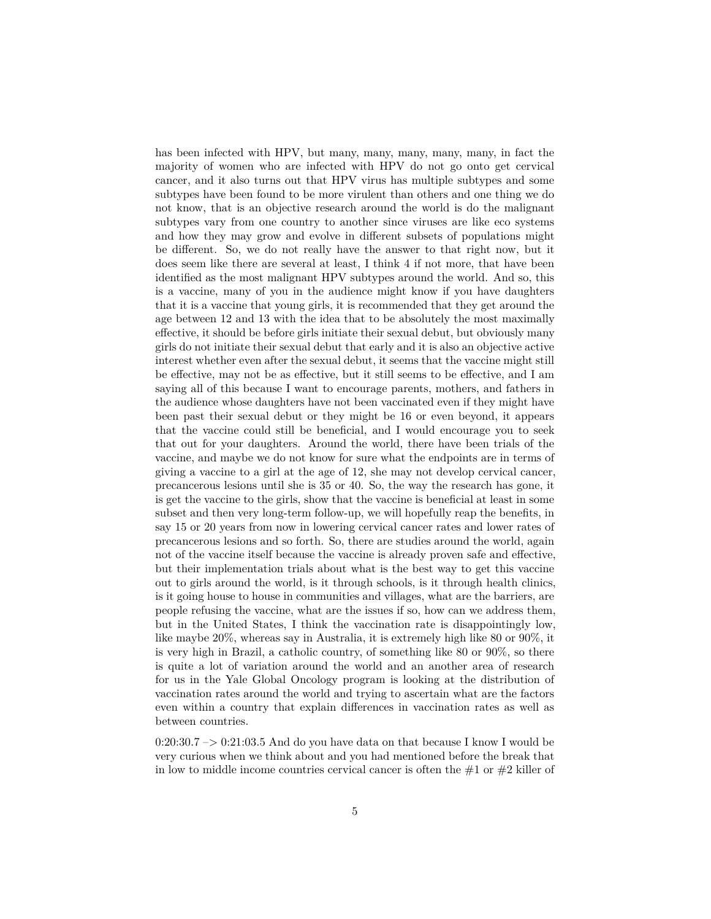has been infected with HPV, but many, many, many, many, many, in fact the majority of women who are infected with HPV do not go onto get cervical cancer, and it also turns out that HPV virus has multiple subtypes and some subtypes have been found to be more virulent than others and one thing we do not know, that is an objective research around the world is do the malignant subtypes vary from one country to another since viruses are like eco systems and how they may grow and evolve in different subsets of populations might be different. So, we do not really have the answer to that right now, but it does seem like there are several at least, I think 4 if not more, that have been identified as the most malignant HPV subtypes around the world. And so, this is a vaccine, many of you in the audience might know if you have daughters that it is a vaccine that young girls, it is recommended that they get around the age between 12 and 13 with the idea that to be absolutely the most maximally effective, it should be before girls initiate their sexual debut, but obviously many girls do not initiate their sexual debut that early and it is also an objective active interest whether even after the sexual debut, it seems that the vaccine might still be effective, may not be as effective, but it still seems to be effective, and I am saying all of this because I want to encourage parents, mothers, and fathers in the audience whose daughters have not been vaccinated even if they might have been past their sexual debut or they might be 16 or even beyond, it appears that the vaccine could still be beneficial, and I would encourage you to seek that out for your daughters. Around the world, there have been trials of the vaccine, and maybe we do not know for sure what the endpoints are in terms of giving a vaccine to a girl at the age of 12, she may not develop cervical cancer, precancerous lesions until she is 35 or 40. So, the way the research has gone, it is get the vaccine to the girls, show that the vaccine is beneficial at least in some subset and then very long-term follow-up, we will hopefully reap the benefits, in say 15 or 20 years from now in lowering cervical cancer rates and lower rates of precancerous lesions and so forth. So, there are studies around the world, again not of the vaccine itself because the vaccine is already proven safe and effective, but their implementation trials about what is the best way to get this vaccine out to girls around the world, is it through schools, is it through health clinics, is it going house to house in communities and villages, what are the barriers, are people refusing the vaccine, what are the issues if so, how can we address them, but in the United States, I think the vaccination rate is disappointingly low, like maybe 20%, whereas say in Australia, it is extremely high like 80 or 90%, it is very high in Brazil, a catholic country, of something like 80 or 90%, so there is quite a lot of variation around the world and an another area of research for us in the Yale Global Oncology program is looking at the distribution of vaccination rates around the world and trying to ascertain what are the factors even within a country that explain differences in vaccination rates as well as between countries.

0:20:30.7 –> 0:21:03.5 And do you have data on that because I know I would be very curious when we think about and you had mentioned before the break that in low to middle income countries cervical cancer is often the #1 or #2 killer of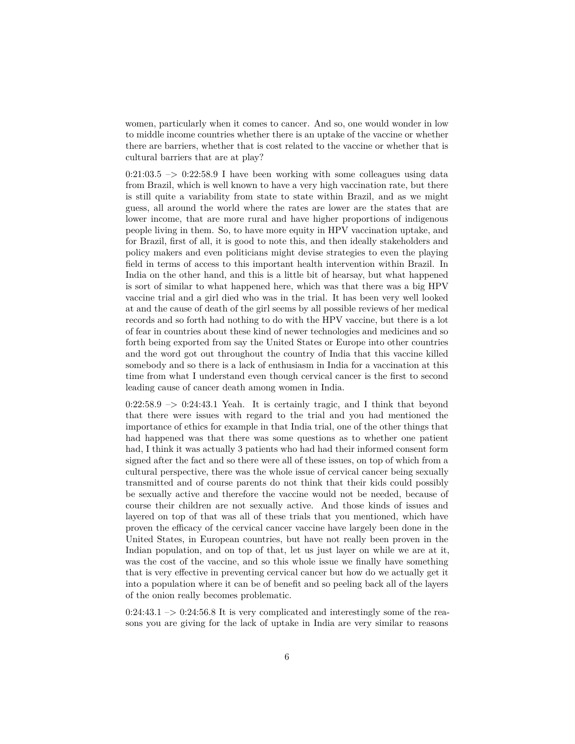women, particularly when it comes to cancer. And so, one would wonder in low to middle income countries whether there is an uptake of the vaccine or whether there are barriers, whether that is cost related to the vaccine or whether that is cultural barriers that are at play?

0:21:03.5 –> 0:22:58.9 I have been working with some colleagues using data from Brazil, which is well known to have a very high vaccination rate, but there is still quite a variability from state to state within Brazil, and as we might guess, all around the world where the rates are lower are the states that are lower income, that are more rural and have higher proportions of indigenous people living in them. So, to have more equity in HPV vaccination uptake, and for Brazil, first of all, it is good to note this, and then ideally stakeholders and policy makers and even politicians might devise strategies to even the playing field in terms of access to this important health intervention within Brazil. In India on the other hand, and this is a little bit of hearsay, but what happened is sort of similar to what happened here, which was that there was a big HPV vaccine trial and a girl died who was in the trial. It has been very well looked at and the cause of death of the girl seems by all possible reviews of her medical records and so forth had nothing to do with the HPV vaccine, but there is a lot of fear in countries about these kind of newer technologies and medicines and so forth being exported from say the United States or Europe into other countries and the word got out throughout the country of India that this vaccine killed somebody and so there is a lack of enthusiasm in India for a vaccination at this time from what I understand even though cervical cancer is the first to second leading cause of cancer death among women in India.

0:22:58.9 –> 0:24:43.1 Yeah. It is certainly tragic, and I think that beyond that there were issues with regard to the trial and you had mentioned the importance of ethics for example in that India trial, one of the other things that had happened was that there was some questions as to whether one patient had, I think it was actually 3 patients who had had their informed consent form signed after the fact and so there were all of these issues, on top of which from a cultural perspective, there was the whole issue of cervical cancer being sexually transmitted and of course parents do not think that their kids could possibly be sexually active and therefore the vaccine would not be needed, because of course their children are not sexually active. And those kinds of issues and layered on top of that was all of these trials that you mentioned, which have proven the efficacy of the cervical cancer vaccine have largely been done in the United States, in European countries, but have not really been proven in the Indian population, and on top of that, let us just layer on while we are at it, was the cost of the vaccine, and so this whole issue we finally have something that is very effective in preventing cervical cancer but how do we actually get it into a population where it can be of benefit and so peeling back all of the layers of the onion really becomes problematic.

0:24:43.1 –> 0:24:56.8 It is very complicated and interestingly some of the reasons you are giving for the lack of uptake in India are very similar to reasons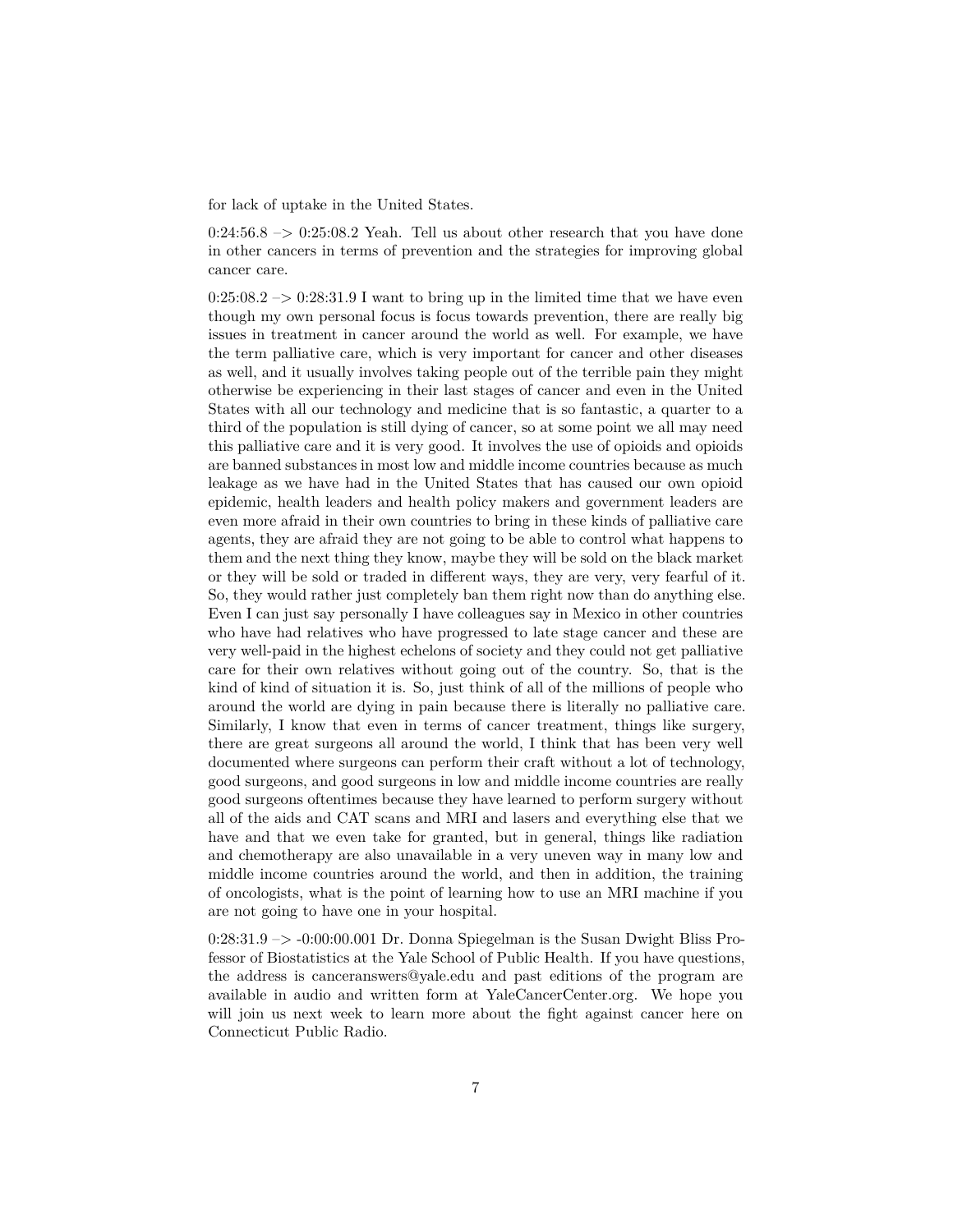for lack of uptake in the United States.

0:24:56.8 –> 0:25:08.2 Yeah. Tell us about other research that you have done in other cancers in terms of prevention and the strategies for improving global cancer care.

0:25:08.2 –> 0:28:31.9 I want to bring up in the limited time that we have even though my own personal focus is focus towards prevention, there are really big issues in treatment in cancer around the world as well. For example, we have the term palliative care, which is very important for cancer and other diseases as well, and it usually involves taking people out of the terrible pain they might otherwise be experiencing in their last stages of cancer and even in the United States with all our technology and medicine that is so fantastic, a quarter to a third of the population is still dying of cancer, so at some point we all may need this palliative care and it is very good. It involves the use of opioids and opioids are banned substances in most low and middle income countries because as much leakage as we have had in the United States that has caused our own opioid epidemic, health leaders and health policy makers and government leaders are even more afraid in their own countries to bring in these kinds of palliative care agents, they are afraid they are not going to be able to control what happens to them and the next thing they know, maybe they will be sold on the black market or they will be sold or traded in different ways, they are very, very fearful of it. So, they would rather just completely ban them right now than do anything else. Even I can just say personally I have colleagues say in Mexico in other countries who have had relatives who have progressed to late stage cancer and these are very well-paid in the highest echelons of society and they could not get palliative care for their own relatives without going out of the country. So, that is the kind of kind of situation it is. So, just think of all of the millions of people who around the world are dying in pain because there is literally no palliative care. Similarly, I know that even in terms of cancer treatment, things like surgery, there are great surgeons all around the world, I think that has been very well documented where surgeons can perform their craft without a lot of technology, good surgeons, and good surgeons in low and middle income countries are really good surgeons oftentimes because they have learned to perform surgery without all of the aids and CAT scans and MRI and lasers and everything else that we have and that we even take for granted, but in general, things like radiation and chemotherapy are also unavailable in a very uneven way in many low and middle income countries around the world, and then in addition, the training of oncologists, what is the point of learning how to use an MRI machine if you are not going to have one in your hospital.

0:28:31.9 –> -0:00:00.001 Dr. Donna Spiegelman is the Susan Dwight Bliss Professor of Biostatistics at the Yale School of Public Health. If you have questions, the address is canceranswers@yale.edu and past editions of the program are available in audio and written form at YaleCancerCenter.org. We hope you will join us next week to learn more about the fight against cancer here on Connecticut Public Radio.